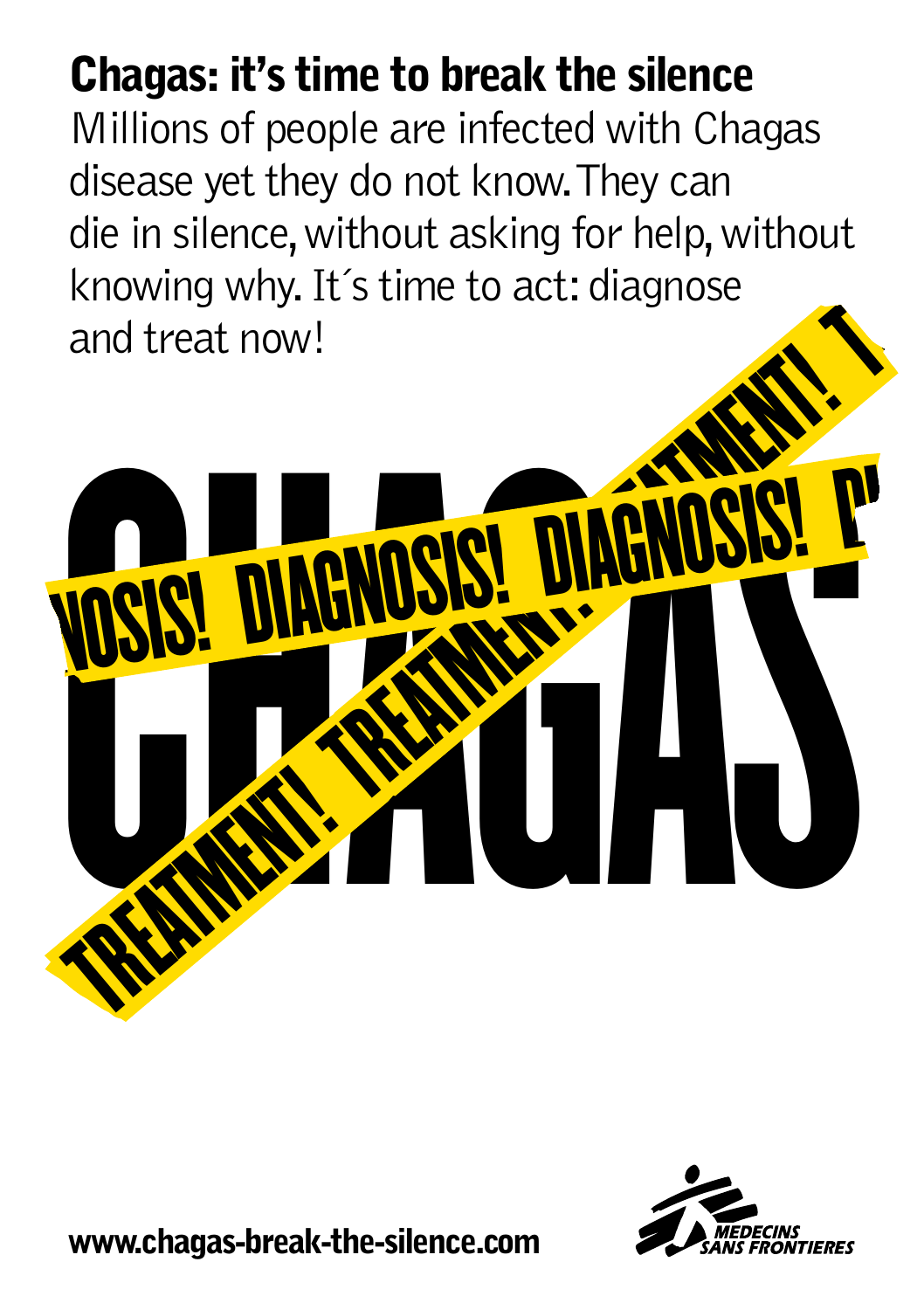# Chagas: it's time to break the silence

Millions of people are infected with Chagas disease yet they do not know. They can die in silence, without asking for help, without knowing why. It´s time to act: diagnose and treat now!

CHAGAS

DIAGNOSIS! DIAGNOSIS! DIAGNOSIS!

TREATMENT! TREATMENT! TREATMENT!

www.chagas-break-the-silence.com

MEDECINS SANS FRONTIERES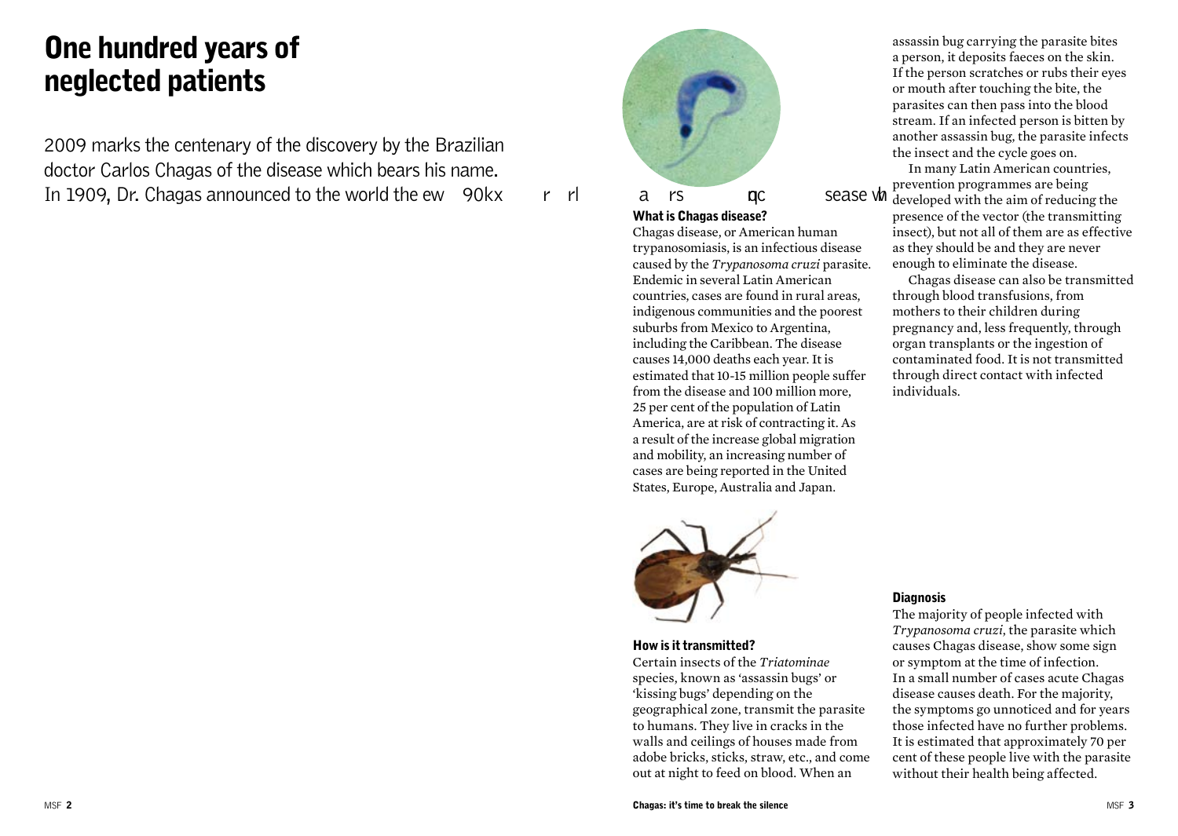# One hundred years of neglected patients

2009 marks the centenary of the discovery by the Brazilian doctor Carlos Chagas of the disease which bears his name. In 1909, Dr. Chagas announced to the world the ew 90kx r rl a rs qc sease wh

### What is Chagas disease?

Chagas disease, or American human trypanosomiasis, is an infectious disease caused by the *Trypanosoma cruzi* parasite. Endemic in several Latin American countries, cases are found in rural areas, indigenous communities and the poorest suburbs from Mexico to Argentina, including the Caribbean. The disease causes 14,000 deaths each year. It is estimated that 10-15 million people suffer from the disease and 100 million more, 25 per cent of the population of Latin America, are at risk of contracting it. As a result of the increase global migration and mobility, an increasing number of cases are being reported in the United States, Europe, Australia and Japan.

### How is it transmitted?

Certain insects of the *Triatominae* species, known as 'assassin bugs' or 'kissing bugs' depending on the geographical zone, transmit the parasite to humans. They live in cracks in the walls and ceilings of houses made from adobe bricks, sticks, straw, etc., and come out at night to feed on blood. When an assassin bug carrying the parasite bites a person, it deposits faeces on the skin. If the person scratches or rubs their eyes or mouth after touching the bite, the parasites can then pass into the blood stream. If an infected person is bitten by another assassin bug, the parasite infects the insect and the cycle goes on.

In many Latin American countries, prevention programmes are being developed with the aim of reducing the presence of the vector (the transmitting insect), but not all of them are as effective as they should be and they are never enough to eliminate the disease.

Chagas disease can also be transmitted through blood transfusions, from mothers to their children during pregnancy and, less frequently, through organ transplants or the ingestion of contaminated food. It is not transmitted through direct contact with infected individuals.

### Diagnosis

The majority of people infected with *Trypanosoma cruzi*, the parasite which causes Chagas disease, show some sign or symptom at the time of infection. In a small number of cases acute Chagas disease causes death. For the majority, the symptoms go unnoticed and for years those infected have no further problems. It is estimated that approximately 70 per cent of these people live with the parasite without their health being affected.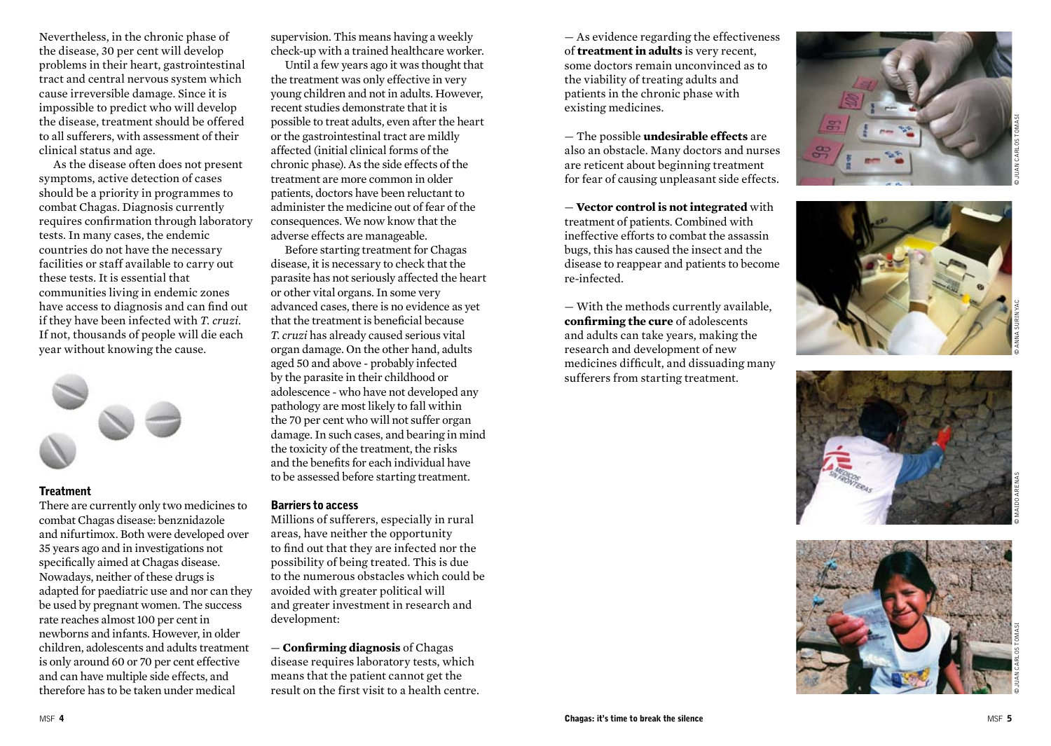Nevertheless, in the chronic phase of the disease, 30 per cent will develop problems in their heart, gastrointestinal tract and central nervous system which cause irreversible damage. Since it is impossible to predict who will develop the disease, treatment should be offered to all sufferers, with assessment of their clinical status and age.

As the disease often does not present symptoms, active detection of cases should be a priority in programmes to combat Chagas. Diagnosis currently requires confirmation through laboratory tests. In many cases, the endemic countries do not have the necessary facilities or staff available to carry out these tests. It is essential that communities living in endemic zones have access to diagnosis and can find out if they have been infected with *T. cruzi*. If not, thousands of people will die each year without knowing the cause.

### Treatment

There are currently only two medicines to combat Chagas disease: benznidazole and nifurtimox. Both were developed over 35 years ago and in investigations not specifically aimed at Chagas disease. Nowadays, neither of these drugs is adapted for paediatric use and nor can they be used by pregnant women. The success rate reaches almost 100 per cent in newborns and infants. However, in older children, adolescents and adults treatment is only around 60 or 70 per cent effective and can have multiple side effects, and therefore has to be taken under medical supervision. This means having a weekly check-up with a trained healthcare worker.

Until a few years ago it was thought that the treatment was only effective in very young children and not in adults. However, recent studies demonstrate that it is possible to treat adults, even after the heart or the gastrointestinal tract are mildly affected (initial clinical forms of the chronic phase). As the side effects of the treatment are more common in older patients, doctors have been reluctant to administer the medicine out of fear of the consequences. We now know that the adverse effects are manageable.

Before starting treatment for Chagas disease, it is necessary to check that the parasite has not seriously affected the heart or other vital organs. In some very advanced cases, there is no evidence as yet that the treatment is beneficial because *T. cruzi* has already caused serious vital organ damage. On the other hand, adults aged 50 and above - probably infected by the parasite in their childhood or adolescence - who have not developed any pathology are most likely to fall within the 70 per cent who will not suffer organ damage. In such cases, and bearing in mind the toxicity of the treatment, the risks and the benefits for each individual have to be assessed before starting treatment.

### Barriers to access

Millions of sufferers, especially in rural areas, have neither the opportunity to find out that they are infected nor the possibility of being treated. This is due to the numerous obstacles which could be avoided with greater political will and greater investment in research and development:

— **Confirming diagnosis** of Chagas disease requires laboratory tests, which means that the patient cannot get the result on the first visit to a health centre.

— As evidence regarding the effectiveness of **treatment in adults** is very recent, some doctors remain unconvinced as to the viability of treating adults and patients in the chronic phase with existing medicines.

— The possible **undesirable effects** are also an obstacle. Many doctors and nurses are reticent about beginning treatment for fear of causing unpleasant side effects.

— **Vector control is not integrated** with treatment of patients. Combined with ineffective efforts to combat the assassin bugs, this has caused the insect and the disease to reappear and patients to become re-infected.

— With the methods currently available, **confirming the cure** of adolescents and adults can take years, making the research and development of new medicines difficult, and dissuading many sufferers from starting treatment.

© JUAN CARLOS TOMASI

© ANNA SURINYAC

© MAIDO ARENAS

© JUAN CARLOS TOMASI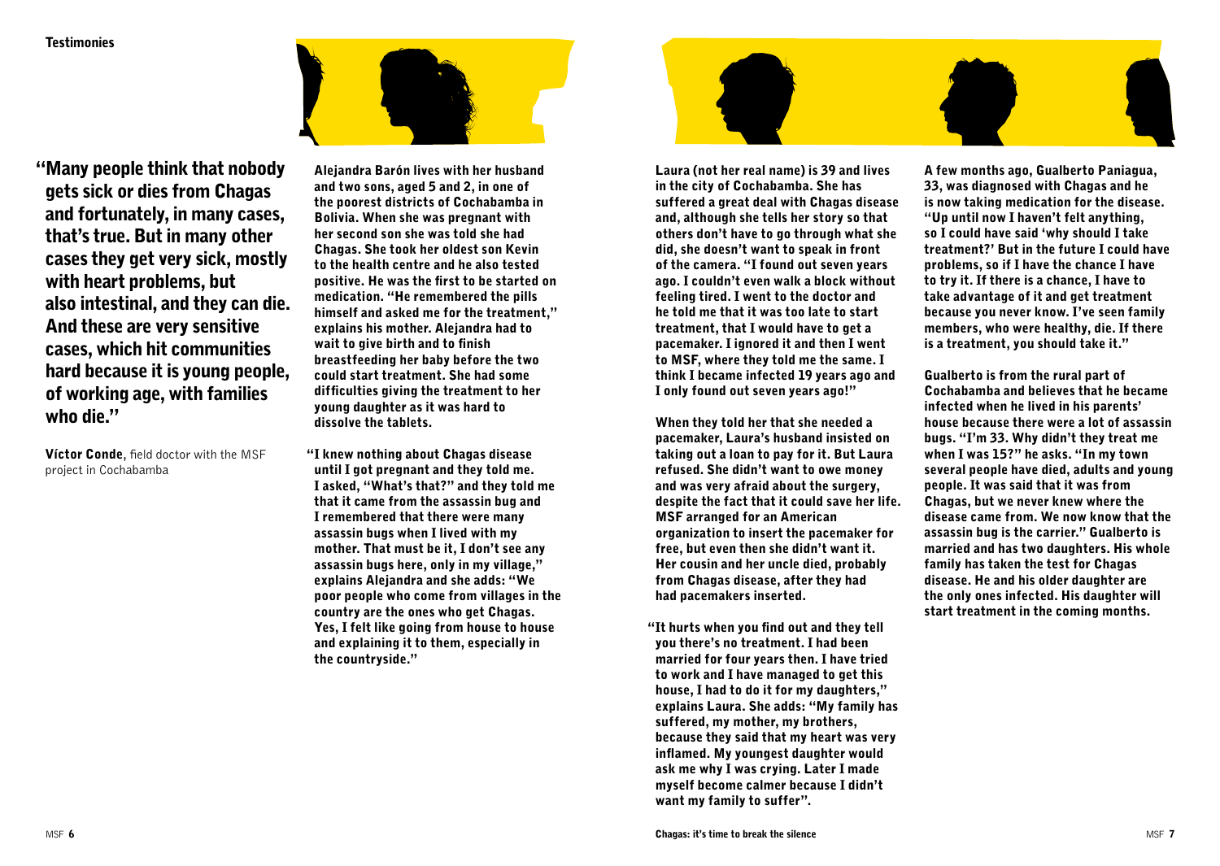## Testimonies

**"Many people think that nobody gets sick or dies from Chagas and fortunately, in many cases, that's true. But in many other cases they get very sick, mostly with heart problems, but also intestinal, and they can die. And these are very sensitive cases, which hit communities hard because it is young people, of working age, with families who die."**

**Víctor Conde**, field doctor with the MSF project in Cochabamba

**Alejandra Barón lives with her husband and two sons, aged 5 and 2, in one of the poorest districts of Cochabamba in Bolivia. When she was pregnant with her second son she was told she had Chagas. She took her oldest son Kevin to the health centre and he also tested positive. He was the first to be started on medication. "He remembered the pills himself and asked me for the treatment," explains his mother. Alejandra had to wait to give birth and to finish breastfeeding her baby before the two could start treatment. She had some difficulties giving the treatment to her young daughter as it was hard to dissolve the tablets.**

**"I knew nothing about Chagas disease until I got pregnant and they told me. I asked, "What's that?" and they told me that it came from the assassin bug and I remembered that there were many assassin bugs when I lived with my mother. That must be it, I don't see any assassin bugs here, only in my village," explains Alejandra and she adds: "We poor people who come from villages in the country are the ones who get Chagas. Yes, I felt like going from house to house and explaining it to them, especially in the countryside."**

**Laura (not her real name) is 39 and lives in the city of Cochabamba. She has suffered a great deal with Chagas disease and, although she tells her story so that others don't have to go through what she did, she doesn't want to speak in front of the camera. "I found out seven years ago. I couldn't even walk a block without feeling tired. I went to the doctor and he told me that it was too late to start treatment, that I would have to get a pacemaker. I ignored it and then I went to MSF, where they told me the same. I think I became infected 19 years ago and I only found out seven years ago!"**

**When they told her that she needed a pacemaker, Laura's husband insisted on taking out a loan to pay for it. But Laura refused. She didn't want to owe money and was very afraid about the surgery, despite the fact that it could save her life. MSF arranged for an American organization to insert the pacemaker for free, but even then she didn't want it. Her cousin and her uncle died, probably from Chagas disease, after they had had pacemakers inserted.**

**"It hurts when you find out and they tell you there's no treatment. I had been married for four years then. I have tried to work and I have managed to get this house, I had to do it for my daughters," explains Laura. She adds: "My family has suffered, my mother, my brothers, because they said that my heart was very inflamed. My youngest daughter would ask me why I was crying. Later I made myself become calmer because I didn't want my family to suffer".**

**A few months ago, Gualberto Paniagua, 33, was diagnosed with Chagas and he is now taking medication for the disease. "Up until now I haven't felt anything, so I could have said 'why should I take treatment?' But in the future I could have problems, so if I have the chance I have to try it. If there is a chance, I have to take advantage of it and get treatment because you never know. I've seen family members, who were healthy, die. If there is a treatment, you should take it."**

**Gualberto is from the rural part of Cochabamba and believes that he became infected when he lived in his parents' house because there were a lot of assassin bugs. "I'm 33. Why didn't they treat me when I was 15?" he asks. "In my town several people have died, adults and young people. It was said that it was from Chagas, but we never knew where the disease came from. We now know that the assassin bug is the carrier." Gualberto is married and has two daughters. His whole family has taken the test for Chagas disease. He and his older daughter are the only ones infected. His daughter will start treatment in the coming months.**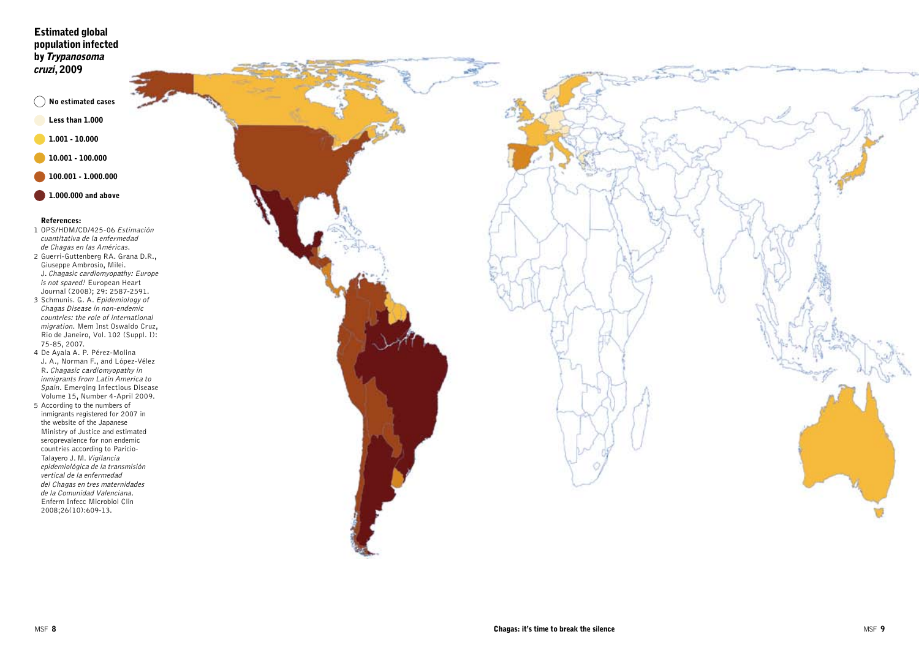## Estimated global population infected by *Trypanosoma cruzi*, 2009

- No estimated cases
- Less than 1.000
- 1.001 - 10.000
- 10.001 - 100.000
- 100.001 - 1.000.000
- 1.000.000 and above

### References:

1. OPS/HDM/CD/425-06 *Estimación cuantitativa de la enfermedad de Chagas en las Américas*.
2. Guerri-Guttenberg RA. Grana D.R., Giuseppe Ambrosio, Milei. J. *Chagasic cardiomyopathy: Europe is not spared!* European Heart Journal (2008); 29: 2587-2591.
3. Schmunis. G. A. *Epidemiology of Chagas Disease in non-endemic countries: the role of international migration.* Mem Inst Oswaldo Cruz, Rio de Janeiro, Vol. 102 (Suppl. I): 75-85, 2007.
4. De Ayala A. P. Pérez-Molina J. A., Norman F., and López-Vélez R. *Chagasic cardiomyopathy in inmigrants from Latin America to Spain.* Emerging Infectious Disease Volume 15, Number 4-April 2009.
5. According to the numbers of inmigrants registered for 2007 in the website of the Japanese Ministry of Justice and estimated seroprevalence for non endemic countries according to Paricio-Talayero J. M. *Vigilancia epidemiológica de la transmisión vertical de la enfermedad del Chagas en tres maternidades de la Comunidad Valenciana.* Enferm Infecc Microbiol Clin 2008;26(10):609-13.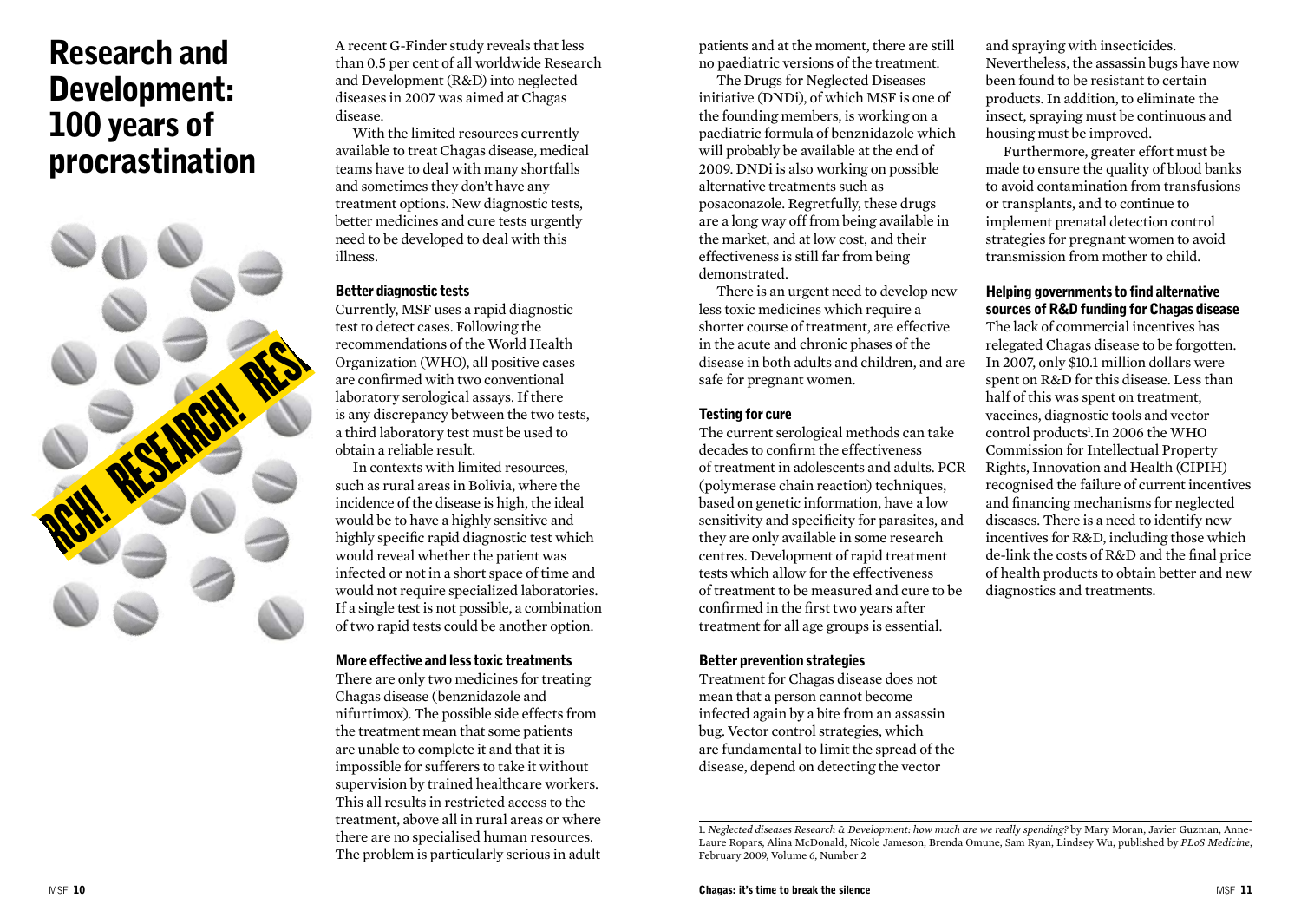# Research and Development: 100 years of procrastination

A recent G-Finder study reveals that less than 0.5 per cent of all worldwide Research and Development (R&D) into neglected diseases in 2007 was aimed at Chagas disease.

With the limited resources currently available to treat Chagas disease, medical teams have to deal with many shortfalls and sometimes they don't have any treatment options. New diagnostic tests, better medicines and cure tests urgently need to be developed to deal with this illness.

### Better diagnostic tests

Currently, MSF uses a rapid diagnostic test to detect cases. Following the recommendations of the World Health Organization (WHO), all positive cases are confirmed with two conventional laboratory serological assays. If there is any discrepancy between the two tests, a third laboratory test must be used to obtain a reliable result.

In contexts with limited resources, such as rural areas in Bolivia, where the incidence of the disease is high, the ideal would be to have a highly sensitive and highly specific rapid diagnostic test which would reveal whether the patient was infected or not in a short space of time and would not require specialized laboratories. If a single test is not possible, a combination of two rapid tests could be another option.

### More effective and less toxic treatments

There are only two medicines for treating Chagas disease (benznidazole and nifurtimox). The possible side effects from the treatment mean that some patients are unable to complete it and that it is impossible for sufferers to take it without supervision by trained healthcare workers. This all results in restricted access to the treatment, above all in rural areas or where there are no specialised human resources. The problem is particularly serious in adult patients and at the moment, there are still no paediatric versions of the treatment.

The Drugs for Neglected Diseases initiative (DNDi), of which MSF is one of the founding members, is working on a paediatric formula of benznidazole which will probably be available at the end of 2009. DNDi is also working on possible alternative treatments such as posaconazole. Regretfully, these drugs are a long way off from being available in the market, and at low cost, and their effectiveness is still far from being demonstrated.

There is an urgent need to develop new less toxic medicines which require a shorter course of treatment, are effective in the acute and chronic phases of the disease in both adults and children, and are safe for pregnant women.

### Testing for cure

The current serological methods can take decades to confirm the effectiveness of treatment in adolescents and adults. PCR (polymerase chain reaction) techniques, based on genetic information, have a low sensitivity and specificity for parasites, and they are only available in some research centres. Development of rapid treatment tests which allow for the effectiveness of treatment to be measured and cure to be confirmed in the first two years after treatment for all age groups is essential.

### Better prevention strategies

Treatment for Chagas disease does not mean that a person cannot become infected again by a bite from an assassin bug. Vector control strategies, which are fundamental to limit the spread of the disease, depend on detecting the vector and spraying with insecticides. Nevertheless, the assassin bugs have now been found to be resistant to certain products. In addition, to eliminate the insect, spraying must be continuous and housing must be improved.

Furthermore, greater effort must be made to ensure the quality of blood banks to avoid contamination from transfusions or transplants, and to continue to implement prenatal detection control strategies for pregnant women to avoid transmission from mother to child.

### Helping governments to find alternative sources of R&D funding for Chagas disease

The lack of commercial incentives has relegated Chagas disease to be forgotten. In 2007, only $10.1 million dollars were spent on R&D for this disease. Less than half of this was spent on treatment, vaccines, diagnostic tools and vector control products[1]. In 2006 the WHO Commission for Intellectual Property Rights, Innovation and Health (CIPIH) recognised the failure of current incentives and financing mechanisms for neglected diseases. There is a need to identify new incentives for R&D, including those which de-link the costs of R&D and the final price of health products to obtain better and new diagnostics and treatments.

---

1. *Neglected diseases Research & Development: how much are we really spending?* by Mary Moran, Javier Guzman, Anne-Laure Ropars, Alina McDonald, Nicole Jameson, Brenda Omune, Sam Ryan, Lindsey Wu, published by *PLoS Medicine*, February 2009, Volume 6, Number 2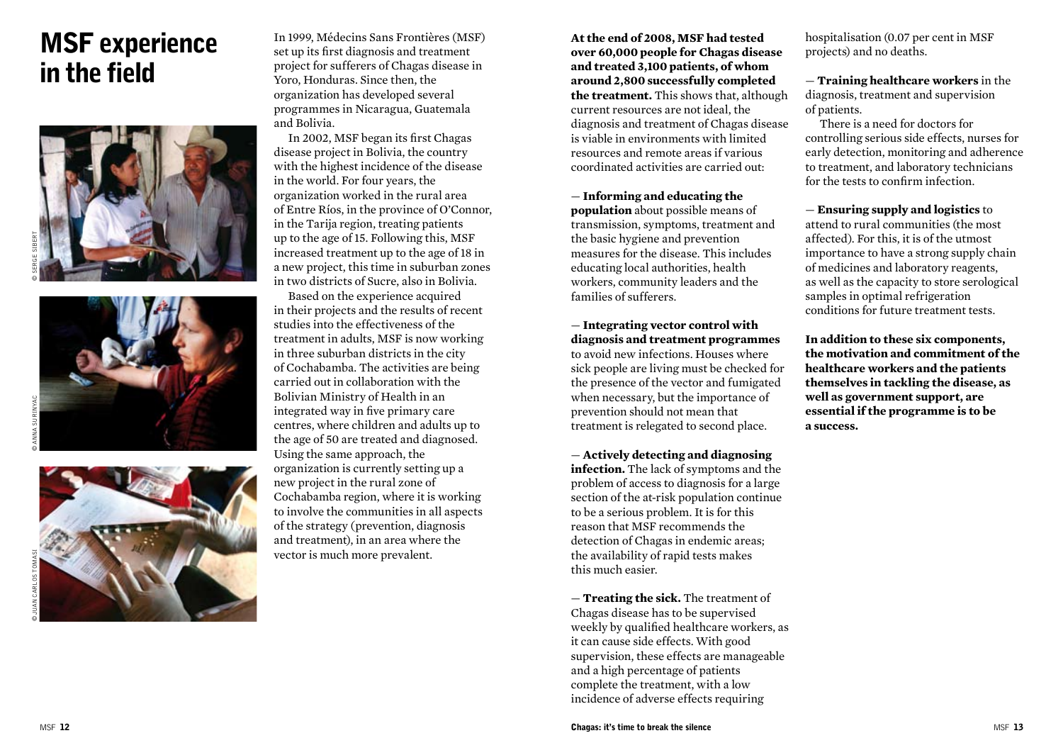# MSF experience in the field

© SERGE SIBERT

© ANNA SURINYAC

© JUAN CARLOS TOMASI

In 1999, Médecins Sans Frontières (MSF) set up its first diagnosis and treatment project for sufferers of Chagas disease in Yoro, Honduras. Since then, the organization has developed several programmes in Nicaragua, Guatemala and Bolivia.

In 2002, MSF began its first Chagas disease project in Bolivia, the country with the highest incidence of the disease in the world. For four years, the organization worked in the rural area of Entre Ríos, in the province of O'Connor, in the Tarija region, treating patients up to the age of 15. Following this, MSF increased treatment up to the age of 18 in a new project, this time in suburban zones in two districts of Sucre, also in Bolivia.

Based on the experience acquired in their projects and the results of recent studies into the effectiveness of the treatment in adults, MSF is now working in three suburban districts in the city of Cochabamba. The activities are being carried out in collaboration with the Bolivian Ministry of Health in an integrated way in five primary care centres, where children and adults up to the age of 50 are treated and diagnosed. Using the same approach, the organization is currently setting up a new project in the rural zone of Cochabamba region, where it is working to involve the communities in all aspects of the strategy (prevention, diagnosis and treatment), in an area where the vector is much more prevalent.

**At the end of 2008, MSF had tested over 60,000 people for Chagas disease and treated 3,100 patients, of whom around 2,800 successfully completed the treatment.** This shows that, although current resources are not ideal, the diagnosis and treatment of Chagas disease is viable in environments with limited resources and remote areas if various coordinated activities are carried out:

— **Informing and educating the population** about possible means of transmission, symptoms, treatment and the basic hygiene and prevention measures for the disease. This includes educating local authorities, health workers, community leaders and the families of sufferers.

— **Integrating vector control with diagnosis and treatment programmes** to avoid new infections. Houses where sick people are living must be checked for the presence of the vector and fumigated when necessary, but the importance of prevention should not mean that treatment is relegated to second place.

— **Actively detecting and diagnosing infection.** The lack of symptoms and the problem of access to diagnosis for a large section of the at-risk population continue to be a serious problem. It is for this reason that MSF recommends the detection of Chagas in endemic areas; the availability of rapid tests makes this much easier.

— **Treating the sick.** The treatment of Chagas disease has to be supervised weekly by qualified healthcare workers, as it can cause side effects. With good supervision, these effects are manageable and a high percentage of patients complete the treatment, with a low incidence of adverse effects requiring hospitalisation (0.07 per cent in MSF projects) and no deaths.

— **Training healthcare workers** in the diagnosis, treatment and supervision of patients.

There is a need for doctors for controlling serious side effects, nurses for early detection, monitoring and adherence to treatment, and laboratory technicians for the tests to confirm infection.

— **Ensuring supply and logistics** to attend to rural communities (the most affected). For this, it is of the utmost importance to have a strong supply chain of medicines and laboratory reagents, as well as the capacity to store serological samples in optimal refrigeration conditions for future treatment tests.

**In addition to these six components, the motivation and commitment of the healthcare workers and the patients themselves in tackling the disease, as well as government support, are essential if the programme is to be a success.**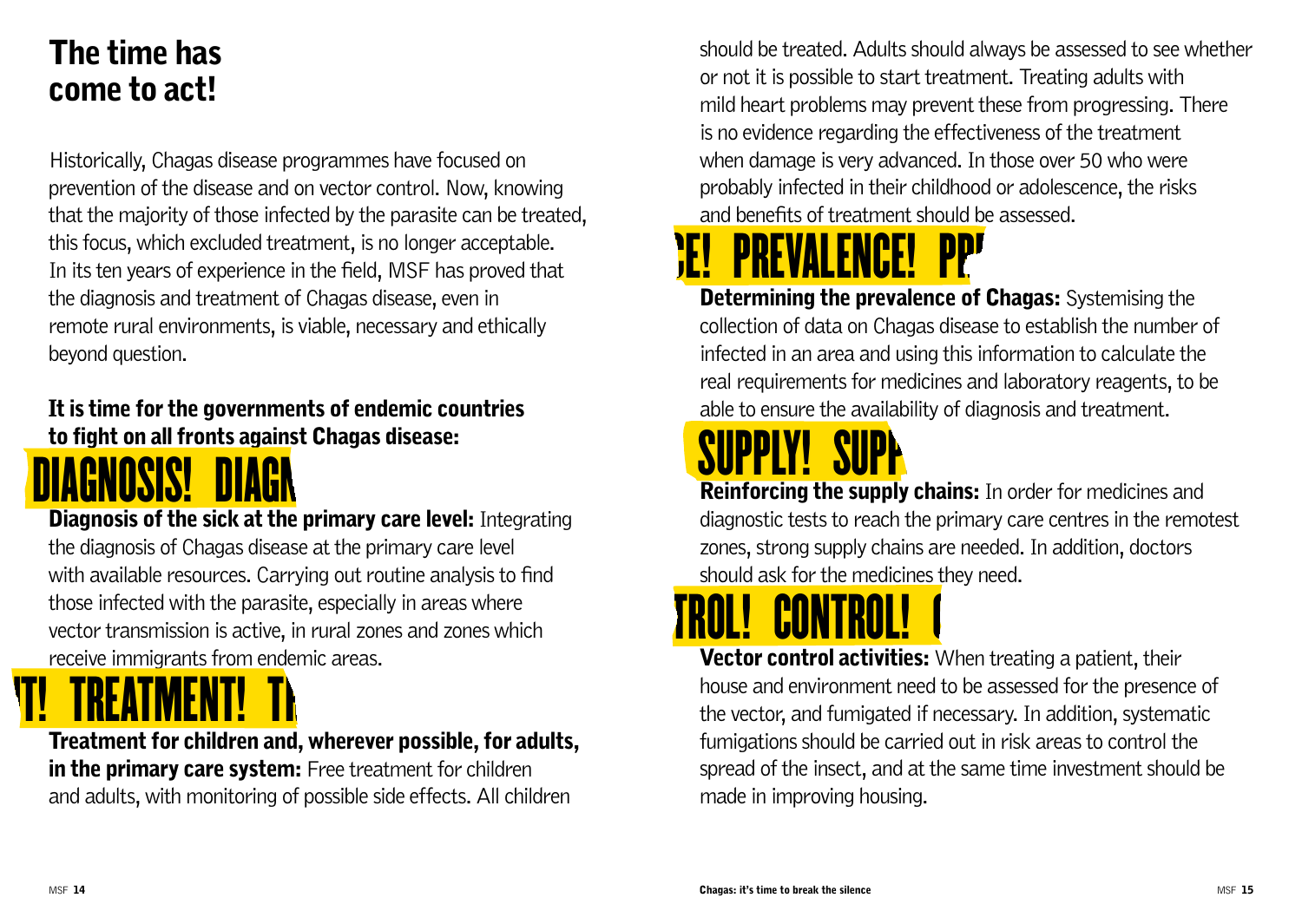# The time has come to act!

Historically, Chagas disease programmes have focused on prevention of the disease and on vector control. Now, knowing that the majority of those infected by the parasite can be treated, this focus, which excluded treatment, is no longer acceptable. In its ten years of experience in the field, MSF has proved that the diagnosis and treatment of Chagas disease, even in remote rural environments, is viable, necessary and ethically beyond question.

**It is time for the governments of endemic countries to fight on all fronts against Chagas disease:**

## DIAGNOSIS! DIAGN

**Diagnosis of the sick at the primary care level:** Integrating the diagnosis of Chagas disease at the primary care level with available resources. Carrying out routine analysis to find those infected with the parasite, especially in areas where vector transmission is active, in rural zones and zones which receive immigrants from endemic areas.

## T! TREATMENT! TR

**Treatment for children and, wherever possible, for adults, in the primary care system:** Free treatment for children and adults, with monitoring of possible side effects. All children should be treated. Adults should always be assessed to see whether or not it is possible to start treatment. Treating adults with mild heart problems may prevent these from progressing. There is no evidence regarding the effectiveness of the treatment when damage is very advanced. In those over 50 who were probably infected in their childhood or adolescence, the risks and benefits of treatment should be assessed.

## CE! PREVALENCE! PR

**Determining the prevalence of Chagas:** Systemising the collection of data on Chagas disease to establish the number of infected in an area and using this information to calculate the real requirements for medicines and laboratory reagents, to be able to ensure the availability of diagnosis and treatment.

## SUPPLY! SUPP

**Reinforcing the supply chains:** In order for medicines and diagnostic tests to reach the primary care centres in the remotest zones, strong supply chains are needed. In addition, doctors should ask for the medicines they need.

## TROL! CONTROL! C

**Vector control activities:** When treating a patient, their house and environment need to be assessed for the presence of the vector, and fumigated if necessary. In addition, systematic fumigations should be carried out in risk areas to control the spread of the insect, and at the same time investment should be made in improving housing.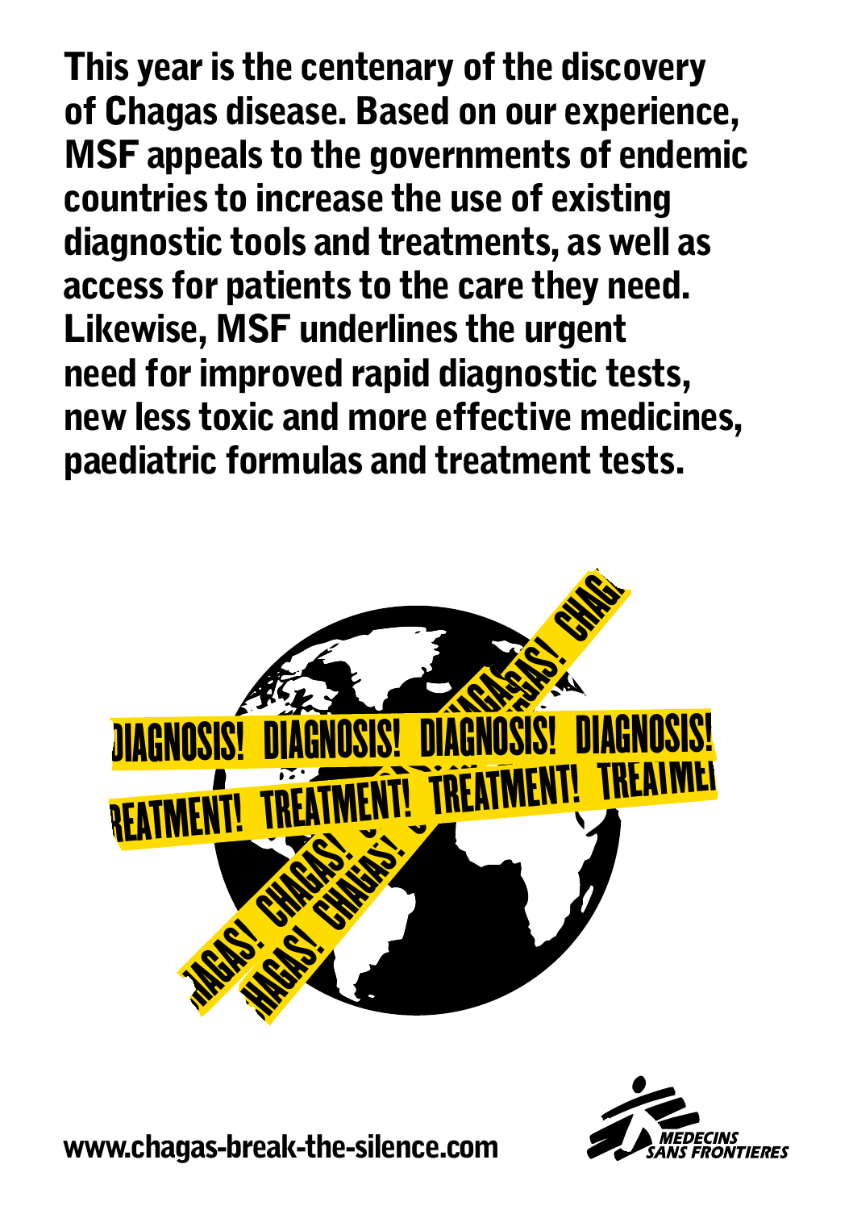**This year is the centenary of the discovery of Chagas disease. Based on our experience, MSF appeals to the governments of endemic countries to increase the use of existing diagnostic tools and treatments, as well as access for patients to the care they need. Likewise, MSF underlines the urgent need for improved rapid diagnostic tests, new less toxic and more effective medicines, paediatric formulas and treatment tests.**

**www.chagas-break-the-silence.com**